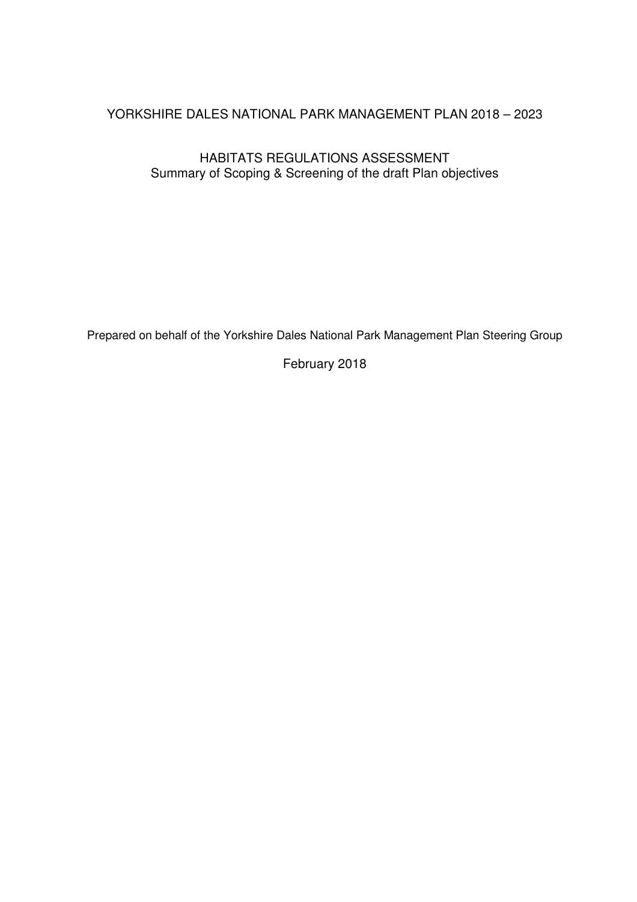# YORKSHIRE DALES NATIONAL PARK MANAGEMENT PLAN 2018 – 2023

## HABITATS REGULATIONS ASSESSMENT

Summary of Scoping & Screening of the draft Plan objectives

Prepared on behalf of the Yorkshire Dales National Park Management Plan Steering Group

February 2018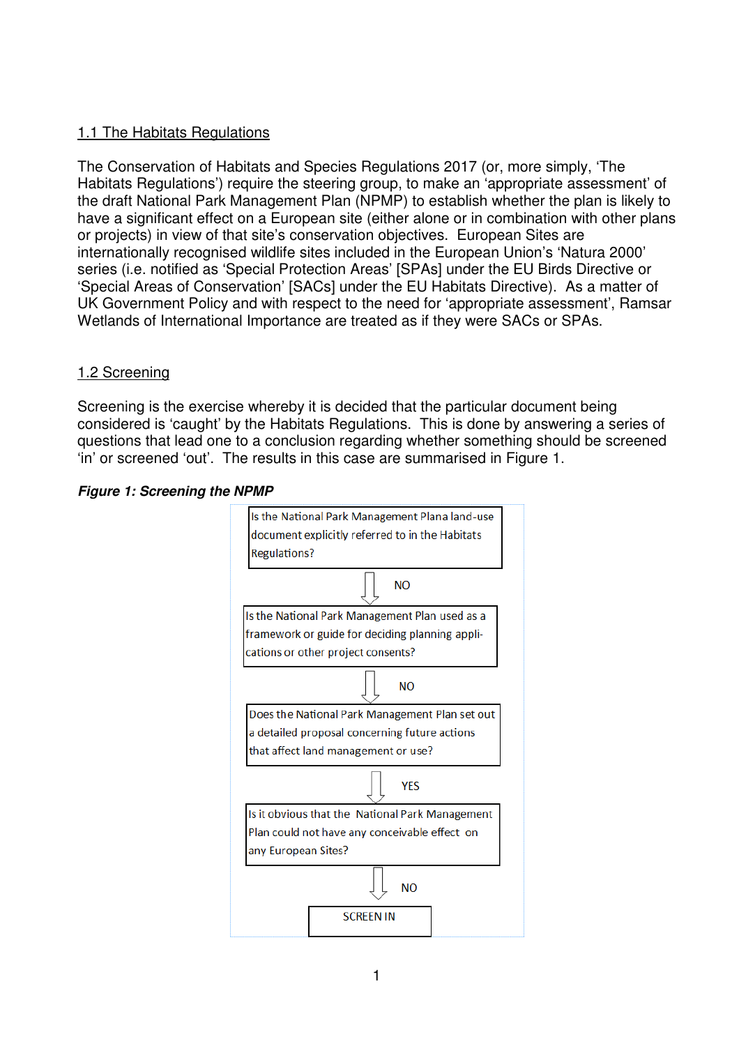## 1.1 The Habitats Regulations

The Conservation of Habitats and Species Regulations 2017 (or, more simply, 'The Habitats Regulations') require the steering group, to make an 'appropriate assessment' of the draft National Park Management Plan (NPMP) to establish whether the plan is likely to have a significant effect on a European site (either alone or in combination with other plans or projects) in view of that site's conservation objectives. European Sites are internationally recognised wildlife sites included in the European Union's 'Natura 2000' series (i.e. notified as 'Special Protection Areas' [SPAs] under the EU Birds Directive or 'Special Areas of Conservation' [SACs] under the EU Habitats Directive). As a matter of UK Government Policy and with respect to the need for 'appropriate assessment', Ramsar Wetlands of International Importance are treated as if they were SACs or SPAs.

## 1.2 Screening

Screening is the exercise whereby it is decided that the particular document being considered is 'caught' by the Habitats Regulations. This is done by answering a series of questions that lead one to a conclusion regarding whether something should be screened 'in' or screened 'out'. The results in this case are summarised in Figure 1.

***Figure 1: Screening the NPMP***

Is the National Park Management Plana land-use document explicitly referred to in the Habitats Regulations?

↓ NO

Is the National Park Management Plan used as a framework or guide for deciding planning applications or other project consents?

↓ NO

Does the National Park Management Plan set out a detailed proposal concerning future actions that affect land management or use?

↓ YES

Is it obvious that the National Park Management Plan could not have any conceivable effect on any European Sites?

↓ NO

SCREEN IN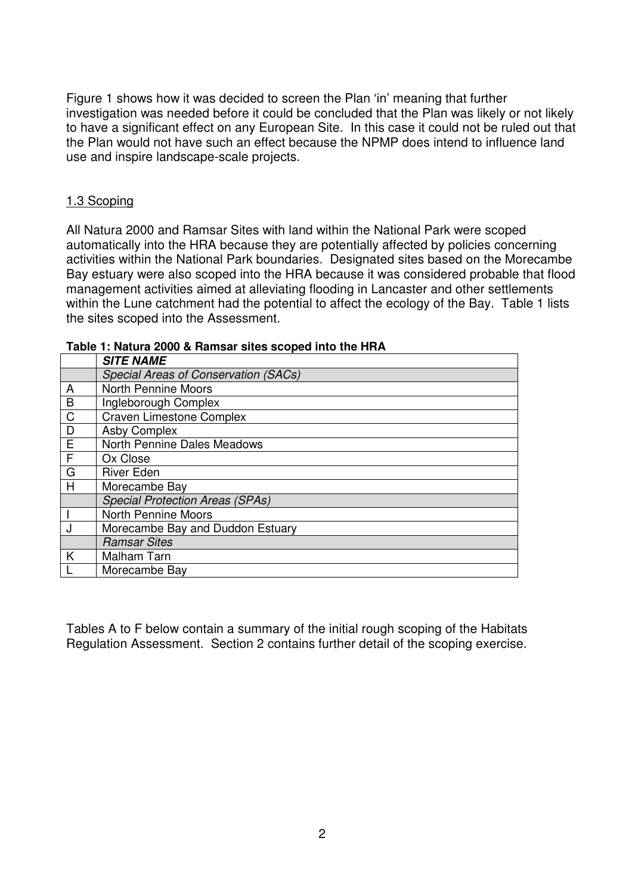Figure 1 shows how it was decided to screen the Plan 'in' meaning that further investigation was needed before it could be concluded that the Plan was likely or not likely to have a significant effect on any European Site. In this case it could not be ruled out that the Plan would not have such an effect because the NPMP does intend to influence land use and inspire landscape-scale projects.

## 1.3 Scoping

All Natura 2000 and Ramsar Sites with land within the National Park were scoped automatically into the HRA because they are potentially affected by policies concerning activities within the National Park boundaries. Designated sites based on the Morecambe Bay estuary were also scoped into the HRA because it was considered probable that flood management activities aimed at alleviating flooding in Lancaster and other settlements within the Lune catchment had the potential to affect the ecology of the Bay. Table 1 lists the sites scoped into the Assessment.

**Table 1: Natura 2000 & Ramsar sites scoped into the HRA**

| | ***SITE NAME*** |
|---|---|
| | *Special Areas of Conservation (SACs)* |
| A | North Pennine Moors |
| B | Ingleborough Complex |
| C | Craven Limestone Complex |
| D | Asby Complex |
| E | North Pennine Dales Meadows |
| F | Ox Close |
| G | River Eden |
| H | Morecambe Bay |
| | *Special Protection Areas (SPAs)* |
| I | North Pennine Moors |
| J | Morecambe Bay and Duddon Estuary |
| | *Ramsar Sites* |
| K | Malham Tarn |
| L | Morecambe Bay |

Tables A to F below contain a summary of the initial rough scoping of the Habitats Regulation Assessment. Section 2 contains further detail of the scoping exercise.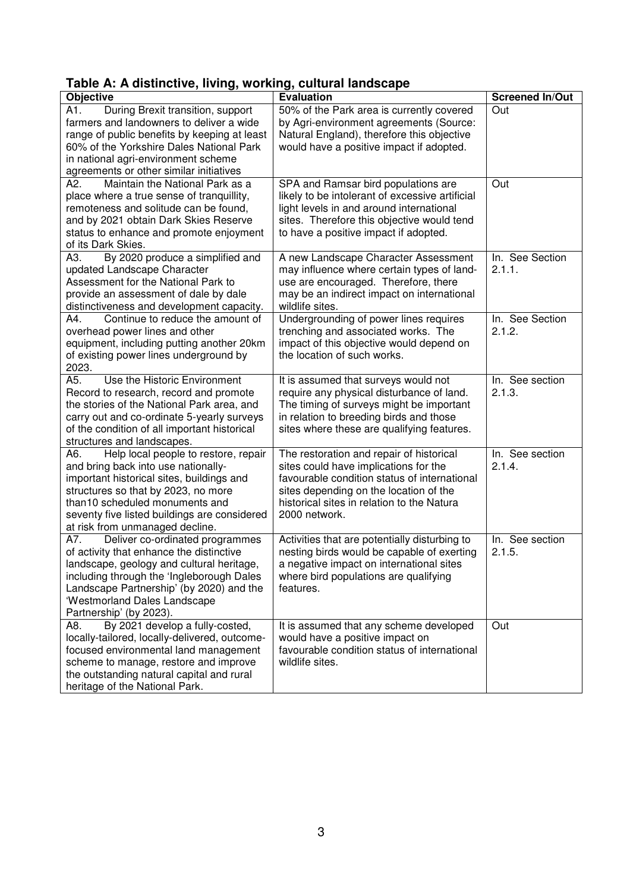**Table A: A distinctive, living, working, cultural landscape**

| Objective | Evaluation | Screened In/Out |
|---|---|---|
| A1. During Brexit transition, support farmers and landowners to deliver a wide range of public benefits by keeping at least 60% of the Yorkshire Dales National Park in national agri-environment scheme agreements or other similar initiatives | 50% of the Park area is currently covered by Agri-environment agreements (Source: Natural England), therefore this objective would have a positive impact if adopted. | Out |
| A2. Maintain the National Park as a place where a true sense of tranquillity, remoteness and solitude can be found, and by 2021 obtain Dark Skies Reserve status to enhance and promote enjoyment of its Dark Skies. | SPA and Ramsar bird populations are likely to be intolerant of excessive artificial light levels in and around international sites. Therefore this objective would tend to have a positive impact if adopted. | Out |
| A3. By 2020 produce a simplified and updated Landscape Character Assessment for the National Park to provide an assessment of dale by dale distinctiveness and development capacity. | A new Landscape Character Assessment may influence where certain types of land-use are encouraged. Therefore, there may be an indirect impact on international wildlife sites. | In. See Section 2.1.1. |
| A4. Continue to reduce the amount of overhead power lines and other equipment, including putting another 20km of existing power lines underground by 2023. | Undergrounding of power lines requires trenching and associated works. The impact of this objective would depend on the location of such works. | In. See Section 2.1.2. |
| A5. Use the Historic Environment Record to research, record and promote the stories of the National Park area, and carry out and co-ordinate 5-yearly surveys of the condition of all important historical structures and landscapes. | It is assumed that surveys would not require any physical disturbance of land. The timing of surveys might be important in relation to breeding birds and those sites where these are qualifying features. | In. See section 2.1.3. |
| A6. Help local people to restore, repair and bring back into use nationally-important historical sites, buildings and structures so that by 2023, no more than10 scheduled monuments and seventy five listed buildings are considered at risk from unmanaged decline. | The restoration and repair of historical sites could have implications for the favourable condition status of international sites depending on the location of the historical sites in relation to the Natura 2000 network. | In. See section 2.1.4. |
| A7. Deliver co-ordinated programmes of activity that enhance the distinctive landscape, geology and cultural heritage, including through the 'Ingleborough Dales Landscape Partnership' (by 2020) and the 'Westmorland Dales Landscape Partnership' (by 2023). | Activities that are potentially disturbing to nesting birds would be capable of exerting a negative impact on international sites where bird populations are qualifying features. | In. See section 2.1.5. |
| A8. By 2021 develop a fully-costed, locally-tailored, locally-delivered, outcome-focused environmental land management scheme to manage, restore and improve the outstanding natural capital and rural heritage of the National Park. | It is assumed that any scheme developed would have a positive impact on favourable condition status of international wildlife sites. | Out |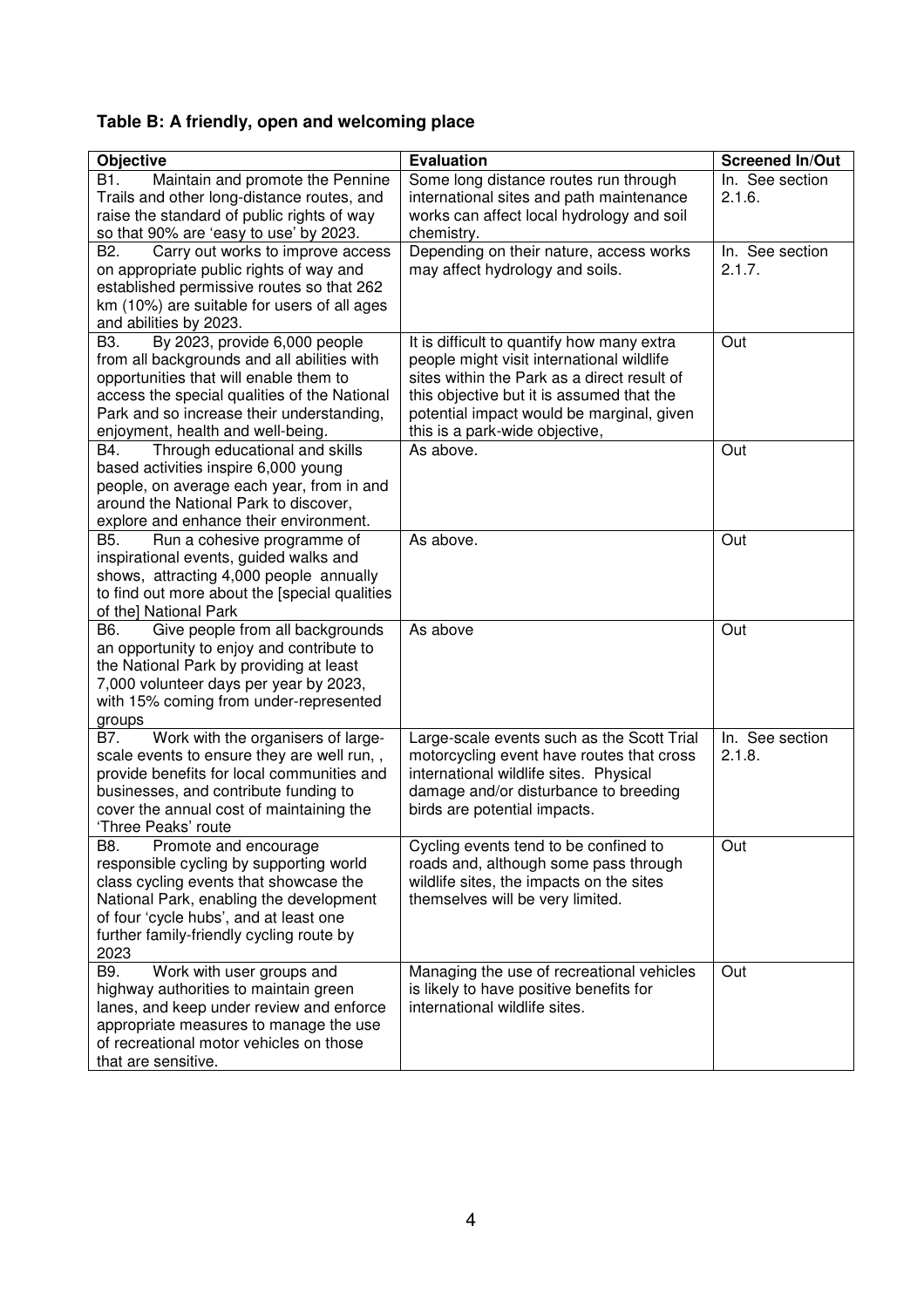**Table B: A friendly, open and welcoming place**

| Objective | Evaluation | Screened In/Out |
|---|---|---|
| B1. Maintain and promote the Pennine Trails and other long-distance routes, and raise the standard of public rights of way so that 90% are 'easy to use' by 2023. | Some long distance routes run through international sites and path maintenance works can affect local hydrology and soil chemistry. | In. See section 2.1.6. |
| B2. Carry out works to improve access on appropriate public rights of way and established permissive routes so that 262 km (10%) are suitable for users of all ages and abilities by 2023. | Depending on their nature, access works may affect hydrology and soils. | In. See section 2.1.7. |
| B3. By 2023, provide 6,000 people from all backgrounds and all abilities with opportunities that will enable them to access the special qualities of the National Park and so increase their understanding, enjoyment, health and well-being. | It is difficult to quantify how many extra people might visit international wildlife sites within the Park as a direct result of this objective but it is assumed that the potential impact would be marginal, given this is a park-wide objective, | Out |
| B4. Through educational and skills based activities inspire 6,000 young people, on average each year, from in and around the National Park to discover, explore and enhance their environment. | As above. | Out |
| B5. Run a cohesive programme of inspirational events, guided walks and shows, attracting 4,000 people annually to find out more about the [special qualities of the] National Park | As above. | Out |
| B6. Give people from all backgrounds an opportunity to enjoy and contribute to the National Park by providing at least 7,000 volunteer days per year by 2023, with 15% coming from under-represented groups | As above | Out |
| B7. Work with the organisers of large-scale events to ensure they are well run, , provide benefits for local communities and businesses, and contribute funding to cover the annual cost of maintaining the 'Three Peaks' route | Large-scale events such as the Scott Trial motorcycling event have routes that cross international wildlife sites. Physical damage and/or disturbance to breeding birds are potential impacts. | In. See section 2.1.8. |
| B8. Promote and encourage responsible cycling by supporting world class cycling events that showcase the National Park, enabling the development of four 'cycle hubs', and at least one further family-friendly cycling route by 2023 | Cycling events tend to be confined to roads and, although some pass through wildlife sites, the impacts on the sites themselves will be very limited. | Out |
| B9. Work with user groups and highway authorities to maintain green lanes, and keep under review and enforce appropriate measures to manage the use of recreational motor vehicles on those that are sensitive. | Managing the use of recreational vehicles is likely to have positive benefits for international wildlife sites. | Out |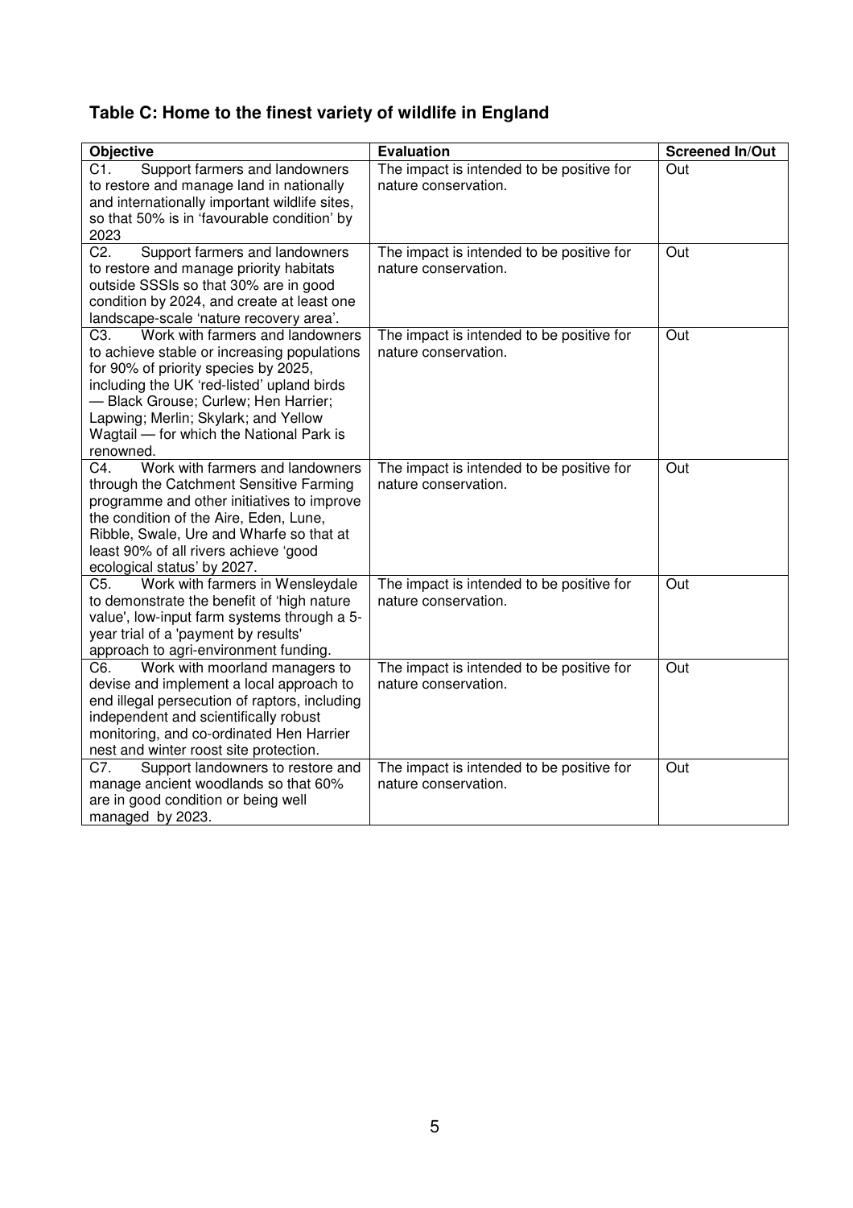## Table C: Home to the finest variety of wildlife in England

| Objective | Evaluation | Screened In/Out |
|---|---|---|
| C1. Support farmers and landowners to restore and manage land in nationally and internationally important wildlife sites, so that 50% is in 'favourable condition' by 2023 | The impact is intended to be positive for nature conservation. | Out |
| C2. Support farmers and landowners to restore and manage priority habitats outside SSSIs so that 30% are in good condition by 2024, and create at least one landscape-scale 'nature recovery area'. | The impact is intended to be positive for nature conservation. | Out |
| C3. Work with farmers and landowners to achieve stable or increasing populations for 90% of priority species by 2025, including the UK 'red-listed' upland birds — Black Grouse; Curlew; Hen Harrier; Lapwing; Merlin; Skylark; and Yellow Wagtail — for which the National Park is renowned. | The impact is intended to be positive for nature conservation. | Out |
| C4. Work with farmers and landowners through the Catchment Sensitive Farming programme and other initiatives to improve the condition of the Aire, Eden, Lune, Ribble, Swale, Ure and Wharfe so that at least 90% of all rivers achieve 'good ecological status' by 2027. | The impact is intended to be positive for nature conservation. | Out |
| C5. Work with farmers in Wensleydale to demonstrate the benefit of 'high nature value', low-input farm systems through a 5-year trial of a 'payment by results' approach to agri-environment funding. | The impact is intended to be positive for nature conservation. | Out |
| C6. Work with moorland managers to devise and implement a local approach to end illegal persecution of raptors, including independent and scientifically robust monitoring, and co-ordinated Hen Harrier nest and winter roost site protection. | The impact is intended to be positive for nature conservation. | Out |
| C7. Support landowners to restore and manage ancient woodlands so that 60% are in good condition or being well managed by 2023. | The impact is intended to be positive for nature conservation. | Out |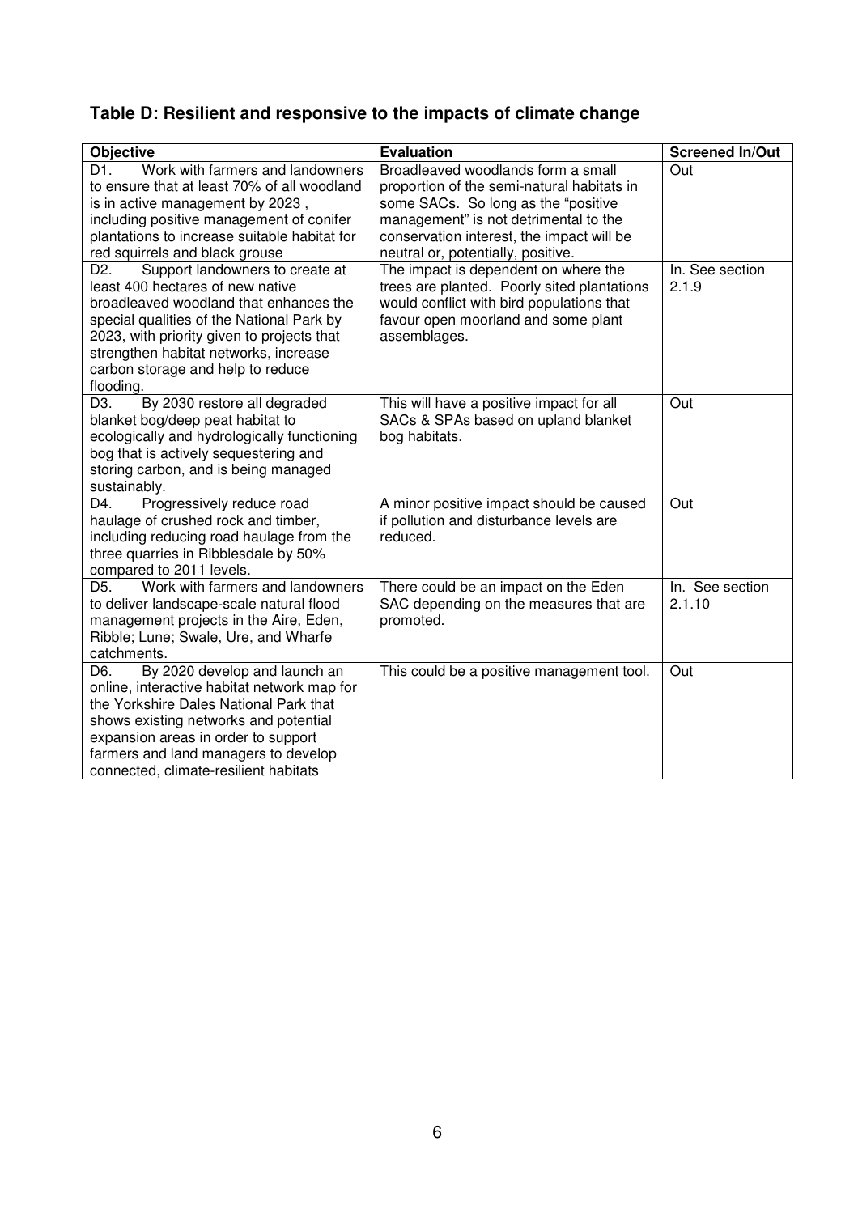## Table D: Resilient and responsive to the impacts of climate change

| Objective | Evaluation | Screened In/Out |
|---|---|---|
| D1. Work with farmers and landowners to ensure that at least 70% of all woodland is in active management by 2023 , including positive management of conifer plantations to increase suitable habitat for red squirrels and black grouse | Broadleaved woodlands form a small proportion of the semi-natural habitats in some SACs. So long as the "positive management" is not detrimental to the conservation interest, the impact will be neutral or, potentially, positive. | Out |
| D2. Support landowners to create at least 400 hectares of new native broadleaved woodland that enhances the special qualities of the National Park by 2023, with priority given to projects that strengthen habitat networks, increase carbon storage and help to reduce flooding. | The impact is dependent on where the trees are planted. Poorly sited plantations would conflict with bird populations that favour open moorland and some plant assemblages. | In. See section 2.1.9 |
| D3. By 2030 restore all degraded blanket bog/deep peat habitat to ecologically and hydrologically functioning bog that is actively sequestering and storing carbon, and is being managed sustainably. | This will have a positive impact for all SACs & SPAs based on upland blanket bog habitats. | Out |
| D4. Progressively reduce road haulage of crushed rock and timber, including reducing road haulage from the three quarries in Ribblesdale by 50% compared to 2011 levels. | A minor positive impact should be caused if pollution and disturbance levels are reduced. | Out |
| D5. Work with farmers and landowners to deliver landscape-scale natural flood management projects in the Aire, Eden, Ribble; Lune; Swale, Ure, and Wharfe catchments. | There could be an impact on the Eden SAC depending on the measures that are promoted. | In. See section 2.1.10 |
| D6. By 2020 develop and launch an online, interactive habitat network map for the Yorkshire Dales National Park that shows existing networks and potential expansion areas in order to support farmers and land managers to develop connected, climate-resilient habitats | This could be a positive management tool. | Out |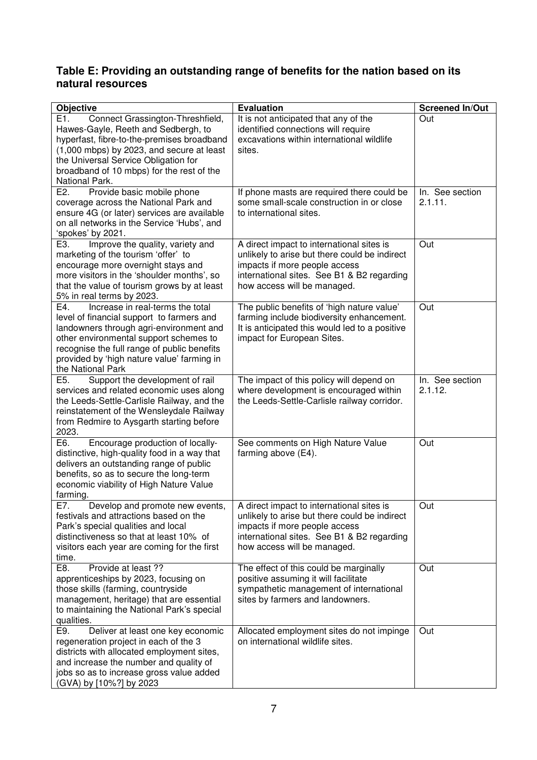## Table E: Providing an outstanding range of benefits for the nation based on its natural resources

| Objective | Evaluation | Screened In/Out |
|---|---|---|
| E1. Connect Grassington-Threshfield, Hawes-Gayle, Reeth and Sedbergh, to hyperfast, fibre-to-the-premises broadband (1,000 mbps) by 2023, and secure at least the Universal Service Obligation for broadband of 10 mbps) for the rest of the National Park. | It is not anticipated that any of the identified connections will require excavations within international wildlife sites. | Out |
| E2. Provide basic mobile phone coverage across the National Park and ensure 4G (or later) services are available on all networks in the Service 'Hubs', and 'spokes' by 2021. | If phone masts are required there could be some small-scale construction in or close to international sites. | In. See section 2.1.11. |
| E3. Improve the quality, variety and marketing of the tourism 'offer' to encourage more overnight stays and more visitors in the 'shoulder months', so that the value of tourism grows by at least 5% in real terms by 2023. | A direct impact to international sites is unlikely to arise but there could be indirect impacts if more people access international sites. See B1 & B2 regarding how access will be managed. | Out |
| E4. Increase in real-terms the total level of financial support to farmers and landowners through agri-environment and other environmental support schemes to recognise the full range of public benefits provided by 'high nature value' farming in the National Park | The public benefits of 'high nature value' farming include biodiversity enhancement. It is anticipated this would led to a positive impact for European Sites. | Out |
| E5. Support the development of rail services and related economic uses along the Leeds-Settle-Carlisle Railway, and the reinstatement of the Wensleydale Railway from Redmire to Aysgarth starting before 2023. | The impact of this policy will depend on where development is encouraged within the Leeds-Settle-Carlisle railway corridor. | In. See section 2.1.12. |
| E6. Encourage production of locally-distinctive, high-quality food in a way that delivers an outstanding range of public benefits, so as to secure the long-term economic viability of High Nature Value farming. | See comments on High Nature Value farming above (E4). | Out |
| E7. Develop and promote new events, festivals and attractions based on the Park's special qualities and local distinctiveness so that at least 10% of visitors each year are coming for the first time. | A direct impact to international sites is unlikely to arise but there could be indirect impacts if more people access international sites. See B1 & B2 regarding how access will be managed. | Out |
| E8. Provide at least ?? apprenticeships by 2023, focusing on those skills (farming, countryside management, heritage) that are essential to maintaining the National Park's special qualities. | The effect of this could be marginally positive assuming it will facilitate sympathetic management of international sites by farmers and landowners. | Out |
| E9. Deliver at least one key economic regeneration project in each of the 3 districts with allocated employment sites, and increase the number and quality of jobs so as to increase gross value added (GVA) by [10%?] by 2023 | Allocated employment sites do not impinge on international wildlife sites. | Out |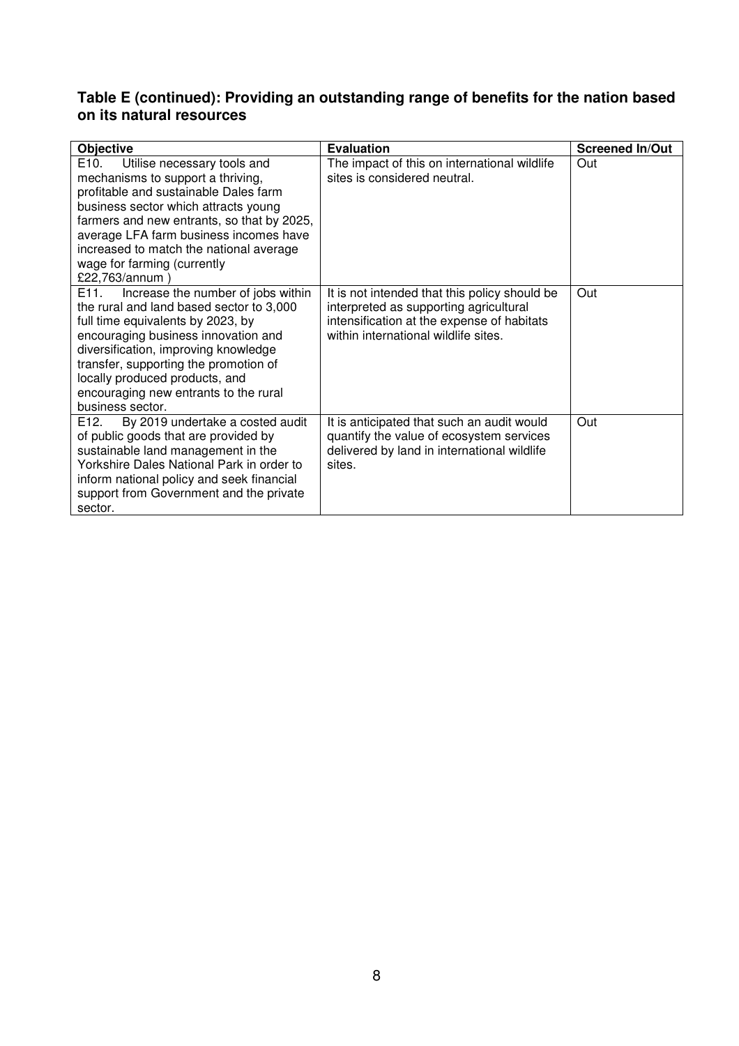### Table E (continued): Providing an outstanding range of benefits for the nation based on its natural resources

| Objective | Evaluation | Screened In/Out |
|---|---|---|
| E10. Utilise necessary tools and mechanisms to support a thriving, profitable and sustainable Dales farm business sector which attracts young farmers and new entrants, so that by 2025, average LFA farm business incomes have increased to match the national average wage for farming (currently £22,763/annum ) | The impact of this on international wildlife sites is considered neutral. | Out |
| E11. Increase the number of jobs within the rural and land based sector to 3,000 full time equivalents by 2023, by encouraging business innovation and diversification, improving knowledge transfer, supporting the promotion of locally produced products, and encouraging new entrants to the rural business sector. | It is not intended that this policy should be interpreted as supporting agricultural intensification at the expense of habitats within international wildlife sites. | Out |
| E12. By 2019 undertake a costed audit of public goods that are provided by sustainable land management in the Yorkshire Dales National Park in order to inform national policy and seek financial support from Government and the private sector. | It is anticipated that such an audit would quantify the value of ecosystem services delivered by land in international wildlife sites. | Out |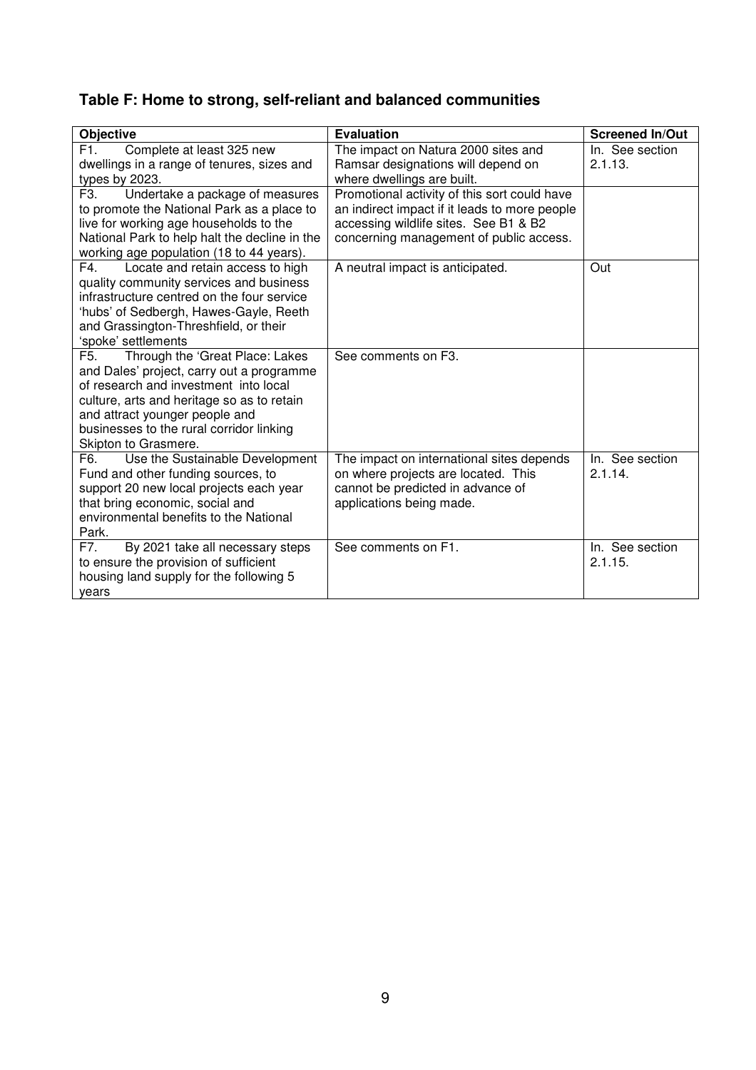### Table F: Home to strong, self-reliant and balanced communities

| Objective | Evaluation | Screened In/Out |
| --- | --- | --- |
| F1. Complete at least 325 new dwellings in a range of tenures, sizes and types by 2023. | The impact on Natura 2000 sites and Ramsar designations will depend on where dwellings are built. | In. See section 2.1.13. |
| F3. Undertake a package of measures to promote the National Park as a place to live for working age households to the National Park to help halt the decline in the working age population (18 to 44 years). | Promotional activity of this sort could have an indirect impact if it leads to more people accessing wildlife sites. See B1 & B2 concerning management of public access. | |
| F4. Locate and retain access to high quality community services and business infrastructure centred on the four service 'hubs' of Sedbergh, Hawes-Gayle, Reeth and Grassington-Threshfield, or their 'spoke' settlements | A neutral impact is anticipated. | Out |
| F5. Through the 'Great Place: Lakes and Dales' project, carry out a programme of research and investment into local culture, arts and heritage so as to retain and attract younger people and businesses to the rural corridor linking Skipton to Grasmere. | See comments on F3. | |
| F6. Use the Sustainable Development Fund and other funding sources, to support 20 new local projects each year that bring economic, social and environmental benefits to the National Park. | The impact on international sites depends on where projects are located. This cannot be predicted in advance of applications being made. | In. See section 2.1.14. |
| F7. By 2021 take all necessary steps to ensure the provision of sufficient housing land supply for the following 5 years | See comments on F1. | In. See section 2.1.15. |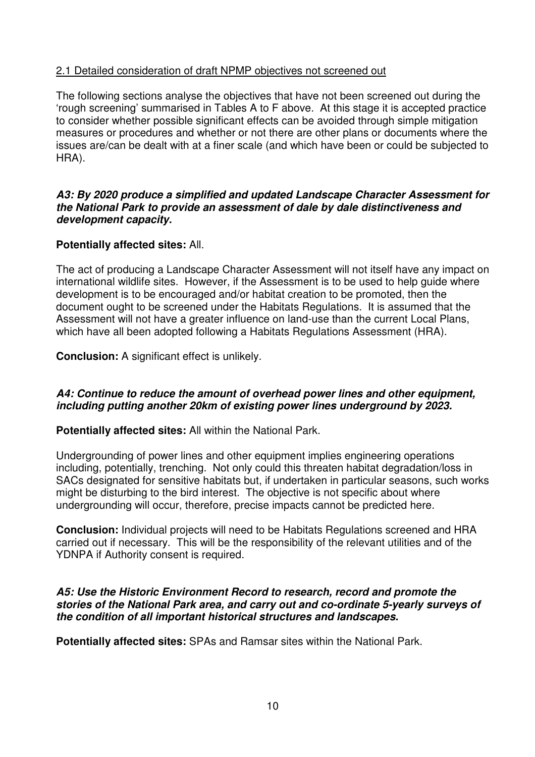## 2.1 Detailed consideration of draft NPMP objectives not screened out

The following sections analyse the objectives that have not been screened out during the 'rough screening' summarised in Tables A to F above. At this stage it is accepted practice to consider whether possible significant effects can be avoided through simple mitigation measures or procedures and whether or not there are other plans or documents where the issues are/can be dealt with at a finer scale (and which have been or could be subjected to HRA).

### *A3: By 2020 produce a simplified and updated Landscape Character Assessment for the National Park to provide an assessment of dale by dale distinctiveness and development capacity.*

**Potentially affected sites:** All.

The act of producing a Landscape Character Assessment will not itself have any impact on international wildlife sites. However, if the Assessment is to be used to help guide where development is to be encouraged and/or habitat creation to be promoted, then the document ought to be screened under the Habitats Regulations. It is assumed that the Assessment will not have a greater influence on land-use than the current Local Plans, which have all been adopted following a Habitats Regulations Assessment (HRA).

**Conclusion:** A significant effect is unlikely.

### *A4: Continue to reduce the amount of overhead power lines and other equipment, including putting another 20km of existing power lines underground by 2023.*

**Potentially affected sites:** All within the National Park.

Undergrounding of power lines and other equipment implies engineering operations including, potentially, trenching. Not only could this threaten habitat degradation/loss in SACs designated for sensitive habitats but, if undertaken in particular seasons, such works might be disturbing to the bird interest. The objective is not specific about where undergrounding will occur, therefore, precise impacts cannot be predicted here.

**Conclusion:** Individual projects will need to be Habitats Regulations screened and HRA carried out if necessary. This will be the responsibility of the relevant utilities and of the YDNPA if Authority consent is required.

### *A5: Use the Historic Environment Record to research, record and promote the stories of the National Park area, and carry out and co-ordinate 5-yearly surveys of the condition of all important historical structures and landscapes.*

**Potentially affected sites:** SPAs and Ramsar sites within the National Park.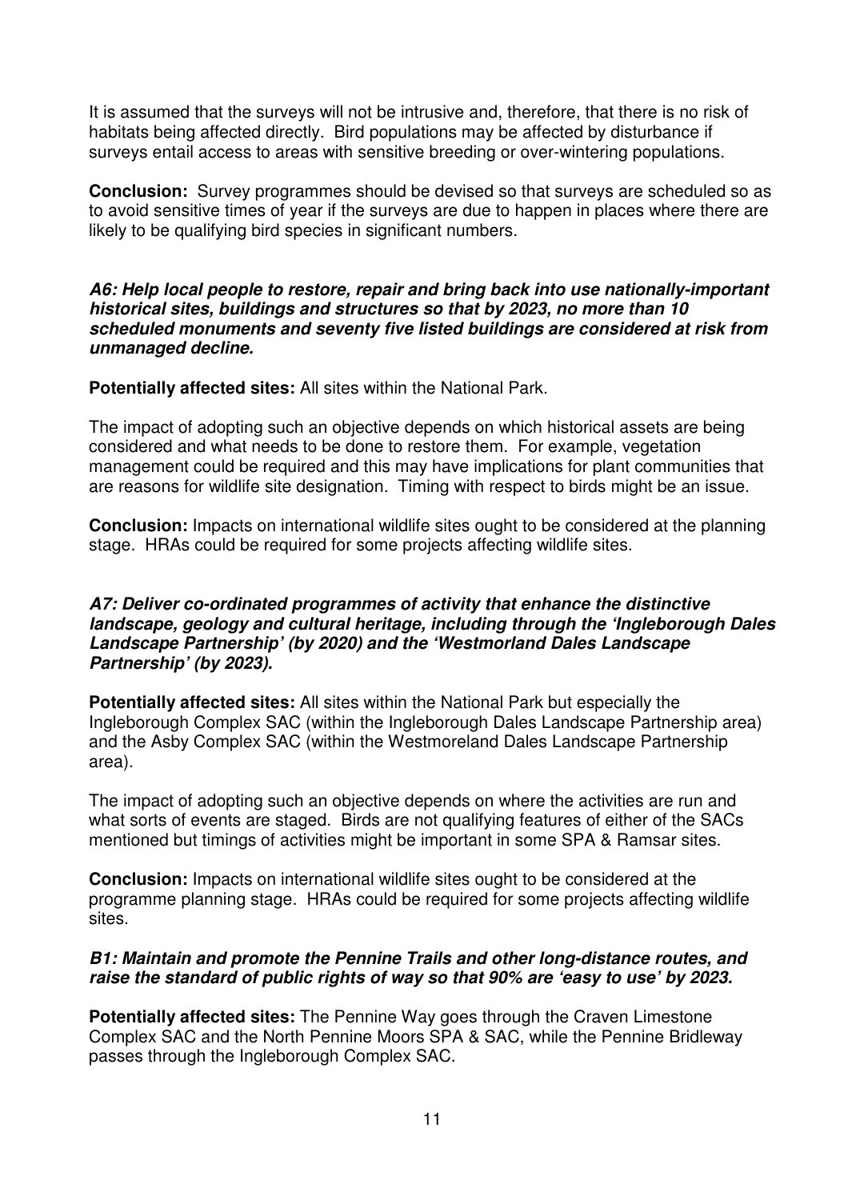It is assumed that the surveys will not be intrusive and, therefore, that there is no risk of habitats being affected directly. Bird populations may be affected by disturbance if surveys entail access to areas with sensitive breeding or over-wintering populations.

**Conclusion:** Survey programmes should be devised so that surveys are scheduled so as to avoid sensitive times of year if the surveys are due to happen in places where there are likely to be qualifying bird species in significant numbers.

***A6: Help local people to restore, repair and bring back into use nationally-important historical sites, buildings and structures so that by 2023, no more than 10 scheduled monuments and seventy five listed buildings are considered at risk from unmanaged decline.***

**Potentially affected sites:** All sites within the National Park.

The impact of adopting such an objective depends on which historical assets are being considered and what needs to be done to restore them. For example, vegetation management could be required and this may have implications for plant communities that are reasons for wildlife site designation. Timing with respect to birds might be an issue.

**Conclusion:** Impacts on international wildlife sites ought to be considered at the planning stage. HRAs could be required for some projects affecting wildlife sites.

***A7: Deliver co-ordinated programmes of activity that enhance the distinctive landscape, geology and cultural heritage, including through the 'Ingleborough Dales Landscape Partnership' (by 2020) and the 'Westmorland Dales Landscape Partnership' (by 2023).***

**Potentially affected sites:** All sites within the National Park but especially the Ingleborough Complex SAC (within the Ingleborough Dales Landscape Partnership area) and the Asby Complex SAC (within the Westmoreland Dales Landscape Partnership area).

The impact of adopting such an objective depends on where the activities are run and what sorts of events are staged. Birds are not qualifying features of either of the SACs mentioned but timings of activities might be important in some SPA & Ramsar sites.

**Conclusion:** Impacts on international wildlife sites ought to be considered at the programme planning stage. HRAs could be required for some projects affecting wildlife sites.

***B1: Maintain and promote the Pennine Trails and other long-distance routes, and raise the standard of public rights of way so that 90% are 'easy to use' by 2023.***

**Potentially affected sites:** The Pennine Way goes through the Craven Limestone Complex SAC and the North Pennine Moors SPA & SAC, while the Pennine Bridleway passes through the Ingleborough Complex SAC.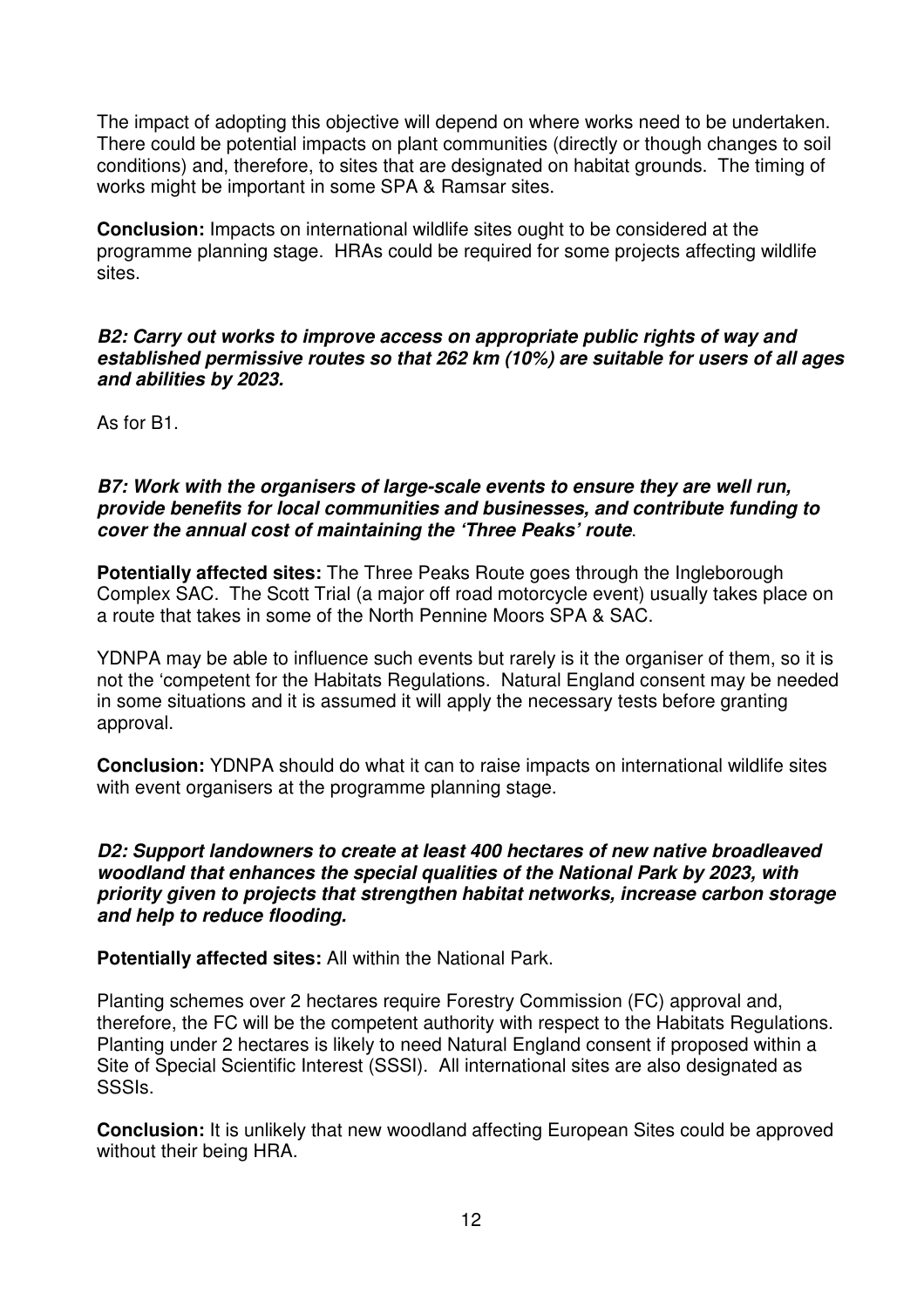The impact of adopting this objective will depend on where works need to be undertaken. There could be potential impacts on plant communities (directly or though changes to soil conditions) and, therefore, to sites that are designated on habitat grounds. The timing of works might be important in some SPA & Ramsar sites.

**Conclusion:** Impacts on international wildlife sites ought to be considered at the programme planning stage. HRAs could be required for some projects affecting wildlife sites.

***B2: Carry out works to improve access on appropriate public rights of way and established permissive routes so that 262 km (10%) are suitable for users of all ages and abilities by 2023.***

As for B1.

***B7: Work with the organisers of large-scale events to ensure they are well run, provide benefits for local communities and businesses, and contribute funding to cover the annual cost of maintaining the 'Three Peaks' route*.**

**Potentially affected sites:** The Three Peaks Route goes through the Ingleborough Complex SAC. The Scott Trial (a major off road motorcycle event) usually takes place on a route that takes in some of the North Pennine Moors SPA & SAC.

YDNPA may be able to influence such events but rarely is it the organiser of them, so it is not the 'competent for the Habitats Regulations. Natural England consent may be needed in some situations and it is assumed it will apply the necessary tests before granting approval.

**Conclusion:** YDNPA should do what it can to raise impacts on international wildlife sites with event organisers at the programme planning stage.

***D2: Support landowners to create at least 400 hectares of new native broadleaved woodland that enhances the special qualities of the National Park by 2023, with priority given to projects that strengthen habitat networks, increase carbon storage and help to reduce flooding.***

**Potentially affected sites:** All within the National Park.

Planting schemes over 2 hectares require Forestry Commission (FC) approval and, therefore, the FC will be the competent authority with respect to the Habitats Regulations. Planting under 2 hectares is likely to need Natural England consent if proposed within a Site of Special Scientific Interest (SSSI). All international sites are also designated as SSSIs.

**Conclusion:** It is unlikely that new woodland affecting European Sites could be approved without their being HRA.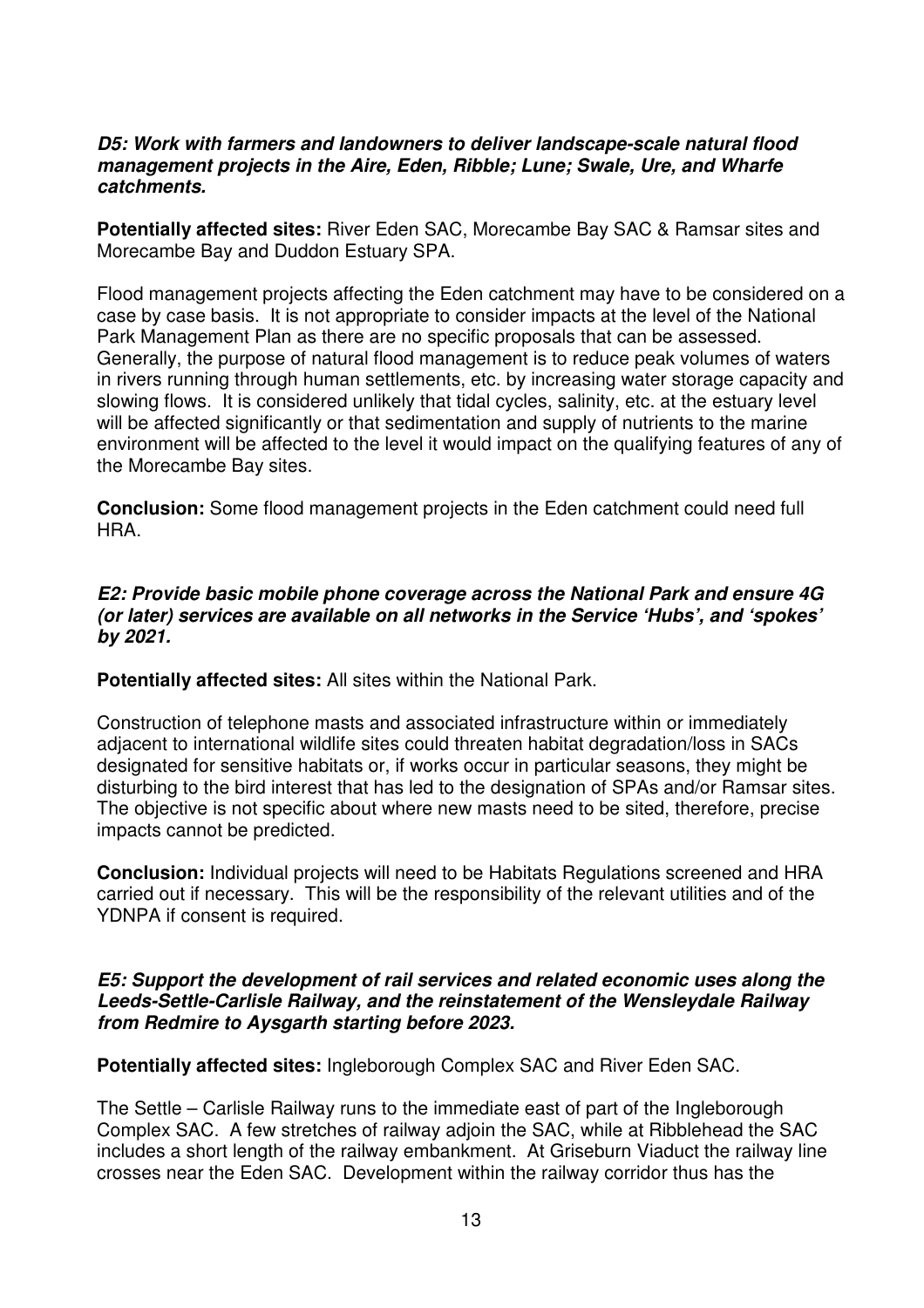***D5: Work with farmers and landowners to deliver landscape-scale natural flood management projects in the Aire, Eden, Ribble; Lune; Swale, Ure, and Wharfe catchments.***

**Potentially affected sites:** River Eden SAC, Morecambe Bay SAC & Ramsar sites and Morecambe Bay and Duddon Estuary SPA.

Flood management projects affecting the Eden catchment may have to be considered on a case by case basis. It is not appropriate to consider impacts at the level of the National Park Management Plan as there are no specific proposals that can be assessed. Generally, the purpose of natural flood management is to reduce peak volumes of waters in rivers running through human settlements, etc. by increasing water storage capacity and slowing flows. It is considered unlikely that tidal cycles, salinity, etc. at the estuary level will be affected significantly or that sedimentation and supply of nutrients to the marine environment will be affected to the level it would impact on the qualifying features of any of the Morecambe Bay sites.

**Conclusion:** Some flood management projects in the Eden catchment could need full HRA.

***E2: Provide basic mobile phone coverage across the National Park and ensure 4G (or later) services are available on all networks in the Service 'Hubs', and 'spokes' by 2021.***

**Potentially affected sites:** All sites within the National Park.

Construction of telephone masts and associated infrastructure within or immediately adjacent to international wildlife sites could threaten habitat degradation/loss in SACs designated for sensitive habitats or, if works occur in particular seasons, they might be disturbing to the bird interest that has led to the designation of SPAs and/or Ramsar sites. The objective is not specific about where new masts need to be sited, therefore, precise impacts cannot be predicted.

**Conclusion:** Individual projects will need to be Habitats Regulations screened and HRA carried out if necessary. This will be the responsibility of the relevant utilities and of the YDNPA if consent is required.

***E5: Support the development of rail services and related economic uses along the Leeds-Settle-Carlisle Railway, and the reinstatement of the Wensleydale Railway from Redmire to Aysgarth starting before 2023.***

**Potentially affected sites:** Ingleborough Complex SAC and River Eden SAC.

The Settle – Carlisle Railway runs to the immediate east of part of the Ingleborough Complex SAC. A few stretches of railway adjoin the SAC, while at Ribblehead the SAC includes a short length of the railway embankment. At Griseburn Viaduct the railway line crosses near the Eden SAC. Development within the railway corridor thus has the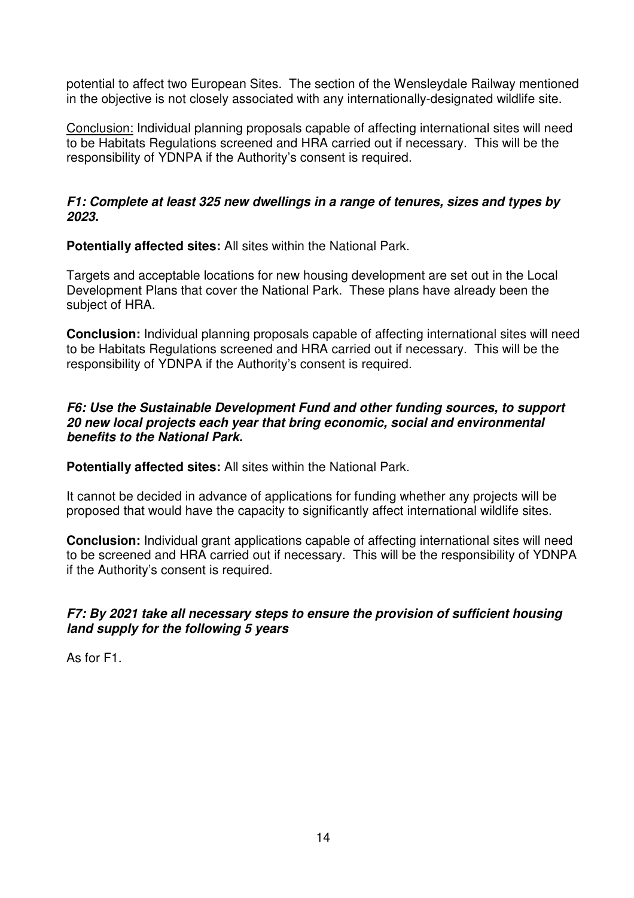potential to affect two European Sites. The section of the Wensleydale Railway mentioned in the objective is not closely associated with any internationally-designated wildlife site.

<u>Conclusion:</u> Individual planning proposals capable of affecting international sites will need to be Habitats Regulations screened and HRA carried out if necessary. This will be the responsibility of YDNPA if the Authority's consent is required.

***F1: Complete at least 325 new dwellings in a range of tenures, sizes and types by 2023.***

**Potentially affected sites:** All sites within the National Park.

Targets and acceptable locations for new housing development are set out in the Local Development Plans that cover the National Park. These plans have already been the subject of HRA.

**Conclusion:** Individual planning proposals capable of affecting international sites will need to be Habitats Regulations screened and HRA carried out if necessary. This will be the responsibility of YDNPA if the Authority's consent is required.

***F6: Use the Sustainable Development Fund and other funding sources, to support 20 new local projects each year that bring economic, social and environmental benefits to the National Park.***

**Potentially affected sites:** All sites within the National Park.

It cannot be decided in advance of applications for funding whether any projects will be proposed that would have the capacity to significantly affect international wildlife sites.

**Conclusion:** Individual grant applications capable of affecting international sites will need to be screened and HRA carried out if necessary. This will be the responsibility of YDNPA if the Authority's consent is required.

***F7: By 2021 take all necessary steps to ensure the provision of sufficient housing land supply for the following 5 years***

As for F1.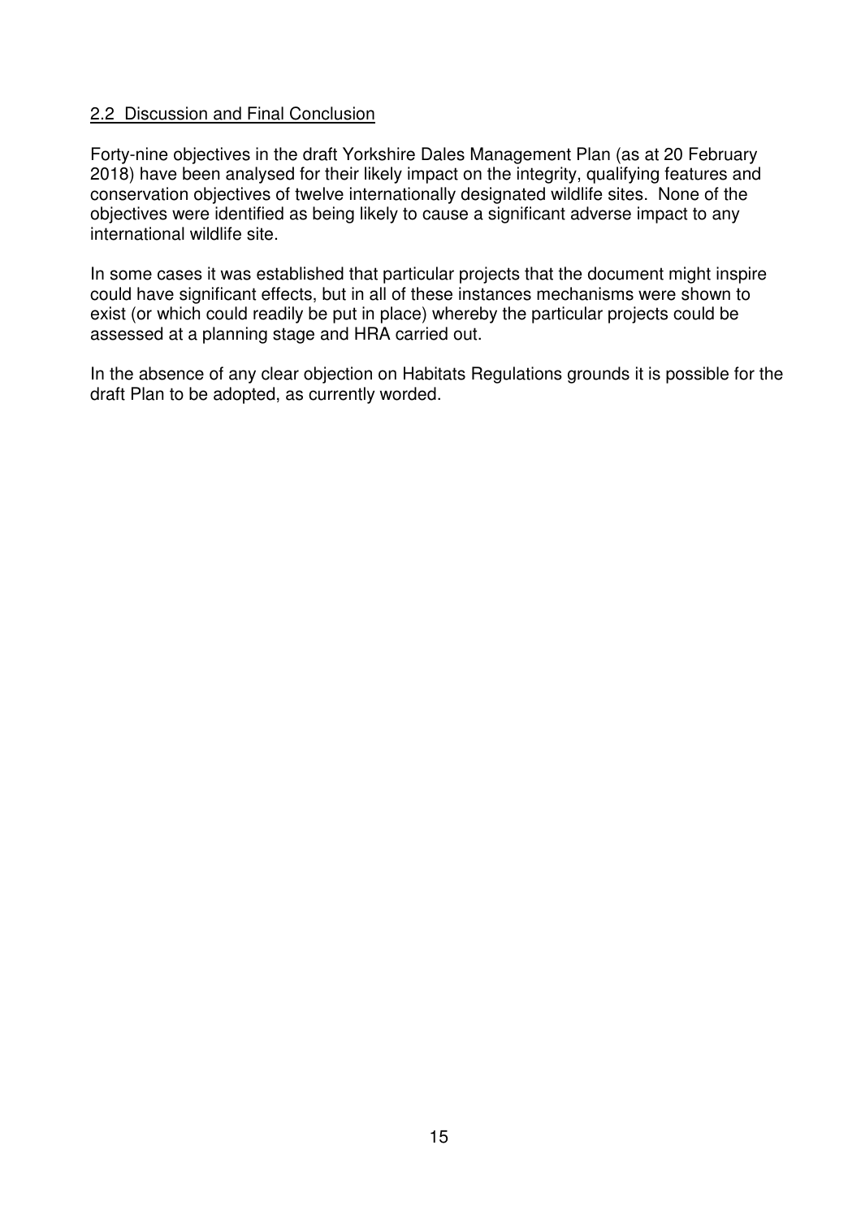## 2.2 Discussion and Final Conclusion

Forty-nine objectives in the draft Yorkshire Dales Management Plan (as at 20 February 2018) have been analysed for their likely impact on the integrity, qualifying features and conservation objectives of twelve internationally designated wildlife sites. None of the objectives were identified as being likely to cause a significant adverse impact to any international wildlife site.

In some cases it was established that particular projects that the document might inspire could have significant effects, but in all of these instances mechanisms were shown to exist (or which could readily be put in place) whereby the particular projects could be assessed at a planning stage and HRA carried out.

In the absence of any clear objection on Habitats Regulations grounds it is possible for the draft Plan to be adopted, as currently worded.